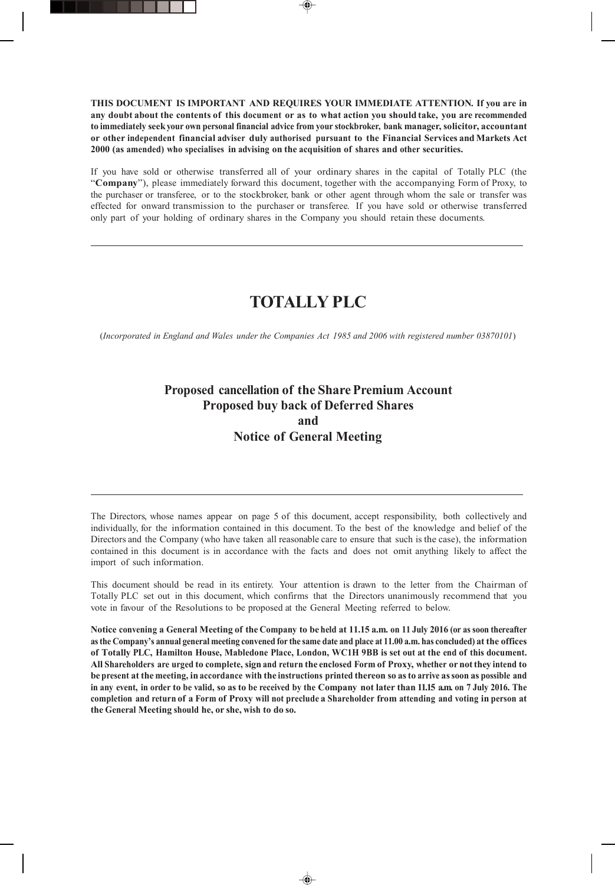**THIS DOCUMENT IS IMPORTANT AND REQUIRES YOUR IMMEDIATE ATTENTION. If you are in any doubt about the contents of this document or as to what action you should take, you are recommended to immediately seek your own personal financial advice from your stockbroker, bank manager, solicitor, accountant or other independent financial adviser duly authorised pursuant to the Financial Services and Markets Act 2000 (as amended) who specialises in advising on the acquisition of shares and other securities.**

If you have sold or otherwise transferred all of your ordinary shares in the capital of Totally PLC (the "**Company**"), please immediately forward this document, together with the accompanying Form of Proxy, to the purchaser or transferee, or to the stockbroker, bank or other agent through whom the sale or transfer was effected for onward transmission to the purchaser or transferee. If you have sold or otherwise transferred only part of your holding of ordinary shares in the Company you should retain these documents.

---

# TOTALLY PLC

(*Incorporated in England and Wales under the Companies Act 1985 and 2006 with registered number 03870101*)

## Proposed cancellation of the Share Premium Account
## Proposed buy back of Deferred Shares
## and
## Notice of General Meeting

---

The Directors, whose names appear on page 5 of this document, accept responsibility, both collectively and individually, for the information contained in this document. To the best of the knowledge and belief of the Directors and the Company (who have taken all reasonable care to ensure that such is the case), the information contained in this document is in accordance with the facts and does not omit anything likely to affect the import of such information.

This document should be read in its entirety. Your attention is drawn to the letter from the Chairman of Totally PLC set out in this document, which confirms that the Directors unanimously recommend that you vote in favour of the Resolutions to be proposed at the General Meeting referred to below.

**Notice convening a General Meeting of the Company to be held at 11.15 a.m. on 11 July 2016 (or as soon thereafter as the Company's annual general meeting convened for the same date and place at 11.00 a.m. has concluded) at the offices of Totally PLC, Hamilton House, Mabledone Place, London, WC1H 9BB is set out at the end of this document. All Shareholders are urged to complete, sign and return the enclosed Form of Proxy, whether or not they intend to be present at the meeting, in accordance with the instructions printed thereon so as to arrive as soon as possible and in any event, in order to be valid, so as to be received by the Company not later than 11.15 a.m. on 7 July 2016. The completion and return of a Form of Proxy will not preclude a Shareholder from attending and voting in person at the General Meeting should he, or she, wish to do so.**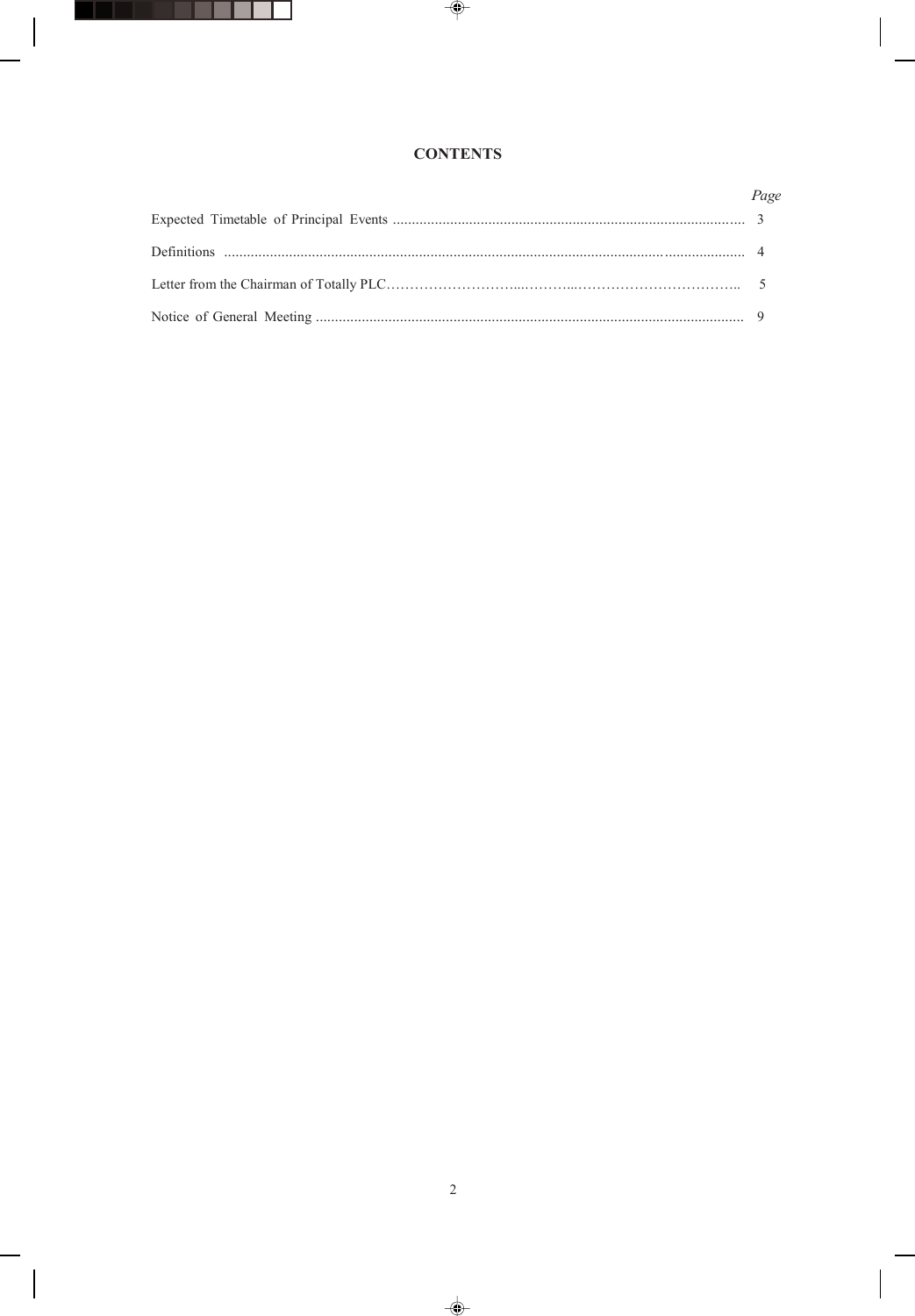# CONTENTS

| | *Page* |
|---|---|
| Expected Timetable of Principal Events | 3 |
| Definitions | 4 |
| Letter from the Chairman of Totally PLC | 5 |
| Notice of General Meeting | 9 |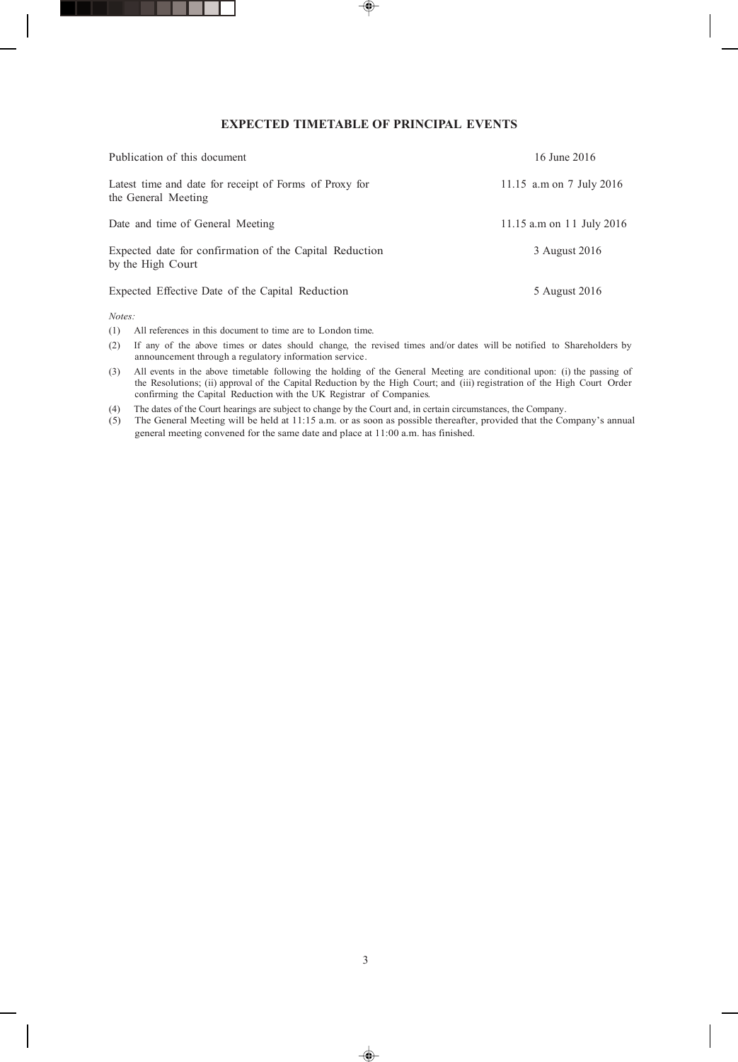## EXPECTED TIMETABLE OF PRINCIPAL EVENTS

| | |
|---|---|
| Publication of this document | 16 June 2016 |
| Latest time and date for receipt of Forms of Proxy for the General Meeting | 11.15 a.m on 7 July 2016 |
| Date and time of General Meeting | 11.15 a.m on 11 July 2016 |
| Expected date for confirmation of the Capital Reduction by the High Court | 3 August 2016 |
| Expected Effective Date of the Capital Reduction | 5 August 2016 |

*Notes:*

(1) All references in this document to time are to London time.

(2) If any of the above times or dates should change, the revised times and/or dates will be notified to Shareholders by announcement through a regulatory information service.

(3) All events in the above timetable following the holding of the General Meeting are conditional upon: (i) the passing of the Resolutions; (ii) approval of the Capital Reduction by the High Court; and (iii) registration of the High Court Order confirming the Capital Reduction with the UK Registrar of Companies.

(4) The dates of the Court hearings are subject to change by the Court and, in certain circumstances, the Company.

(5) The General Meeting will be held at 11:15 a.m. or as soon as possible thereafter, provided that the Company's annual general meeting convened for the same date and place at 11:00 a.m. has finished.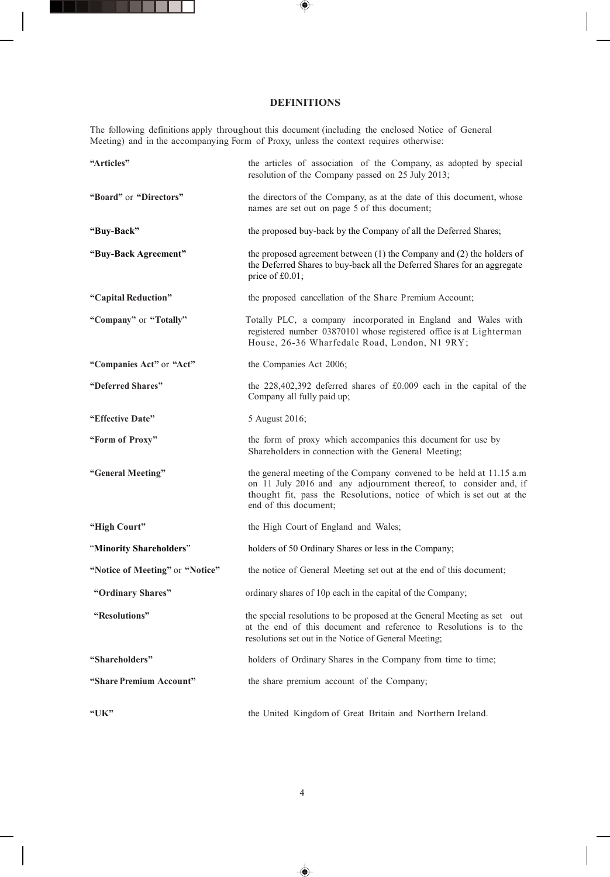## DEFINITIONS

The following definitions apply throughout this document (including the enclosed Notice of General Meeting) and in the accompanying Form of Proxy, unless the context requires otherwise:

| | |
|---|---|
| **"Articles"** | the articles of association of the Company, as adopted by special resolution of the Company passed on 25 July 2013; |
| **"Board"** or **"Directors"** | the directors of the Company, as at the date of this document, whose names are set out on page 5 of this document; |
| **"Buy-Back"** | the proposed buy-back by the Company of all the Deferred Shares; |
| **"Buy-Back Agreement"** | the proposed agreement between (1) the Company and (2) the holders of the Deferred Shares to buy-back all the Deferred Shares for an aggregate price of £0.01; |
| **"Capital Reduction"** | the proposed cancellation of the Share Premium Account; |
| **"Company"** or **"Totally"** | Totally PLC, a company incorporated in England and Wales with registered number 03870101 whose registered office is at Lighterman House, 26-36 Wharfedale Road, London, N1 9RY; |
| **"Companies Act"** or **"Act"** | the Companies Act 2006; |
| **"Deferred Shares"** | the 228,402,392 deferred shares of £0.009 each in the capital of the Company all fully paid up; |
| **"Effective Date"** | 5 August 2016; |
| **"Form of Proxy"** | the form of proxy which accompanies this document for use by Shareholders in connection with the General Meeting; |
| **"General Meeting"** | the general meeting of the Company convened to be held at 11.15 a.m on 11 July 2016 and any adjournment thereof, to consider and, if thought fit, pass the Resolutions, notice of which is set out at the end of this document; |
| **"High Court"** | the High Court of England and Wales; |
| "**Minority Shareholders**" | holders of 50 Ordinary Shares or less in the Company; |
| **"Notice of Meeting"** or **"Notice"** | the notice of General Meeting set out at the end of this document; |
| **"Ordinary Shares"** | ordinary shares of 10p each in the capital of the Company; |
| **"Resolutions"** | the special resolutions to be proposed at the General Meeting as set out at the end of this document and reference to Resolutions is to the resolutions set out in the Notice of General Meeting; |
| **"Shareholders"** | holders of Ordinary Shares in the Company from time to time; |
| **"Share Premium Account"** | the share premium account of the Company; |
| **"UK"** | the United Kingdom of Great Britain and Northern Ireland. |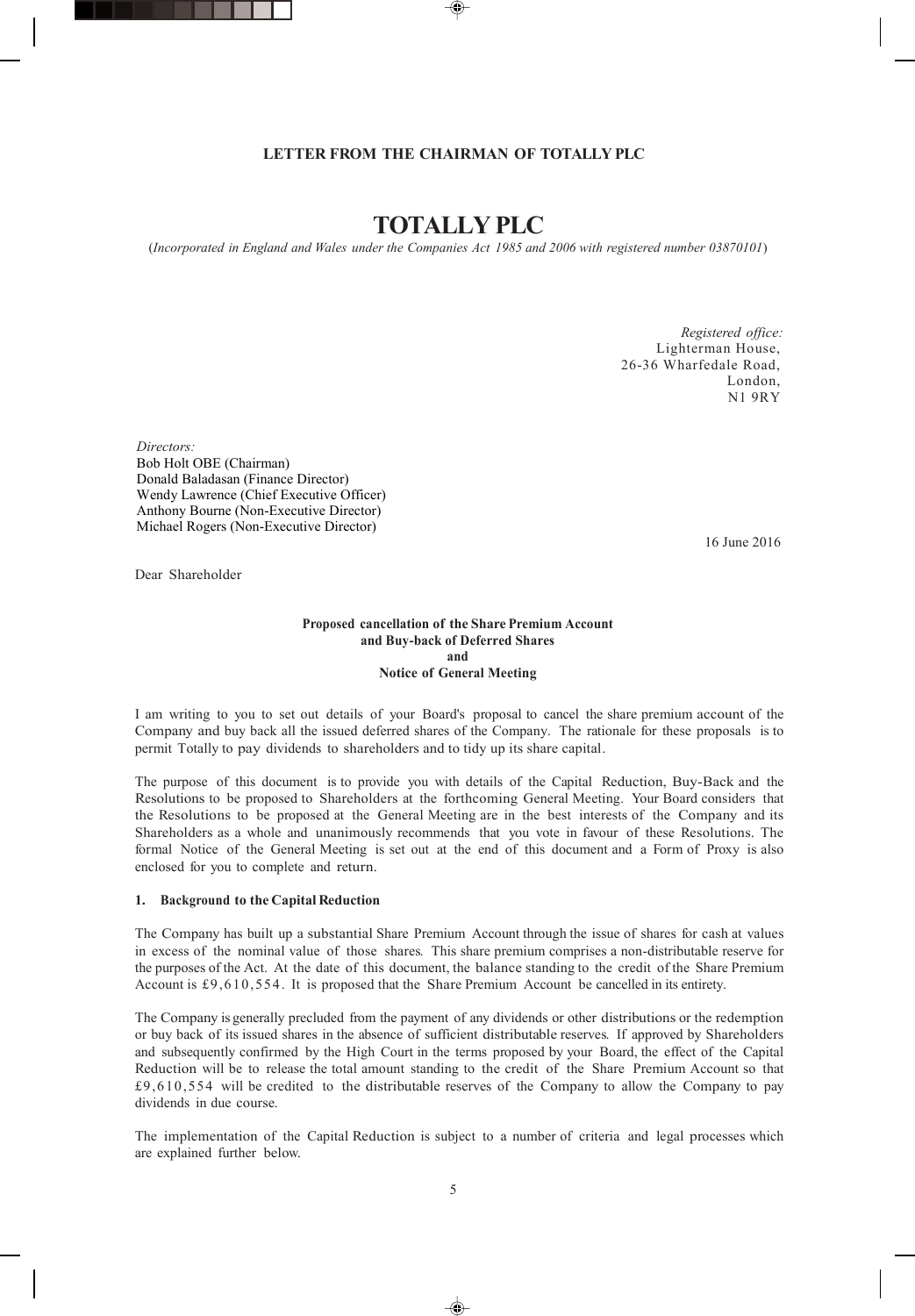**LETTER FROM THE CHAIRMAN OF TOTALLY PLC**

# TOTALLY PLC

(*Incorporated in England and Wales under the Companies Act 1985 and 2006 with registered number 03870101*)

*Registered office:*
Lighterman House,
26-36 Wharfedale Road,
London,
N1 9RY

*Directors:*
Bob Holt OBE (Chairman)
Donald Baladasan (Finance Director)
Wendy Lawrence (Chief Executive Officer)
Anthony Bourne (Non-Executive Director)
Michael Rogers (Non-Executive Director)

16 June 2016

Dear Shareholder

**Proposed cancellation of the Share Premium Account**
**and Buy-back of Deferred Shares**
**and**
**Notice of General Meeting**

I am writing to you to set out details of your Board's proposal to cancel the share premium account of the Company and buy back all the issued deferred shares of the Company. The rationale for these proposals is to permit Totally to pay dividends to shareholders and to tidy up its share capital.

The purpose of this document is to provide you with details of the Capital Reduction, Buy-Back and the Resolutions to be proposed to Shareholders at the forthcoming General Meeting. Your Board considers that the Resolutions to be proposed at the General Meeting are in the best interests of the Company and its Shareholders as a whole and unanimously recommends that you vote in favour of these Resolutions. The formal Notice of the General Meeting is set out at the end of this document and a Form of Proxy is also enclosed for you to complete and return.

**1. Background to the Capital Reduction**

The Company has built up a substantial Share Premium Account through the issue of shares for cash at values in excess of the nominal value of those shares. This share premium comprises a non-distributable reserve for the purposes of the Act. At the date of this document, the balance standing to the credit of the Share Premium Account is £9,610,554. It is proposed that the Share Premium Account be cancelled in its entirety.

The Company is generally precluded from the payment of any dividends or other distributions or the redemption or buy back of its issued shares in the absence of sufficient distributable reserves. If approved by Shareholders and subsequently confirmed by the High Court in the terms proposed by your Board, the effect of the Capital Reduction will be to release the total amount standing to the credit of the Share Premium Account so that £9,610,554 will be credited to the distributable reserves of the Company to allow the Company to pay dividends in due course.

The implementation of the Capital Reduction is subject to a number of criteria and legal processes which are explained further below.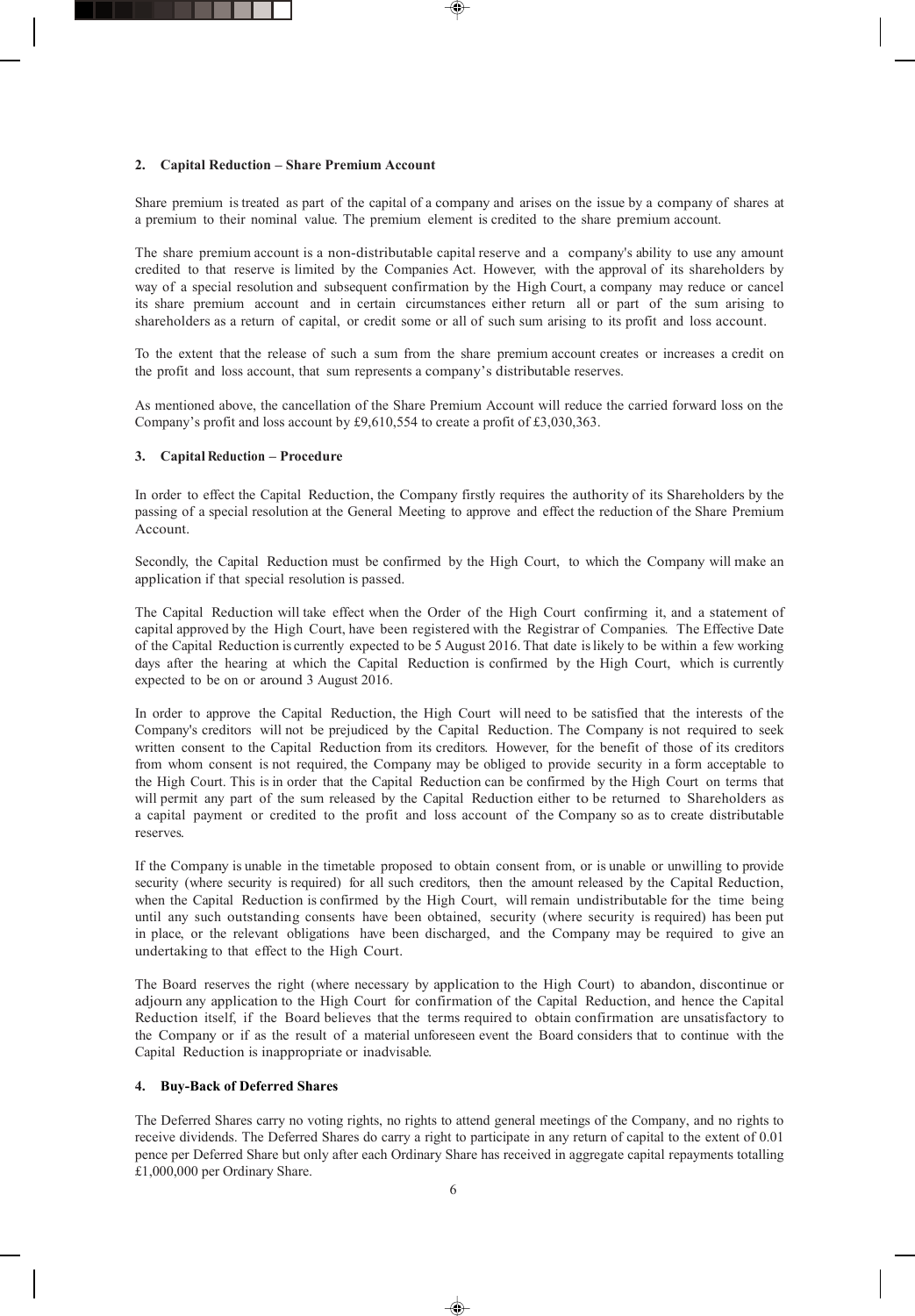## 2. Capital Reduction – Share Premium Account

Share premium is treated as part of the capital of a company and arises on the issue by a company of shares at a premium to their nominal value. The premium element is credited to the share premium account.

The share premium account is a non-distributable capital reserve and a company's ability to use any amount credited to that reserve is limited by the Companies Act. However, with the approval of its shareholders by way of a special resolution and subsequent confirmation by the High Court, a company may reduce or cancel its share premium account and in certain circumstances either return all or part of the sum arising to shareholders as a return of capital, or credit some or all of such sum arising to its profit and loss account.

To the extent that the release of such a sum from the share premium account creates or increases a credit on the profit and loss account, that sum represents a company's distributable reserves.

As mentioned above, the cancellation of the Share Premium Account will reduce the carried forward loss on the Company's profit and loss account by £9,610,554 to create a profit of £3,030,363.

## 3. Capital Reduction – Procedure

In order to effect the Capital Reduction, the Company firstly requires the authority of its Shareholders by the passing of a special resolution at the General Meeting to approve and effect the reduction of the Share Premium Account.

Secondly, the Capital Reduction must be confirmed by the High Court, to which the Company will make an application if that special resolution is passed.

The Capital Reduction will take effect when the Order of the High Court confirming it, and a statement of capital approved by the High Court, have been registered with the Registrar of Companies. The Effective Date of the Capital Reduction is currently expected to be 5 August 2016. That date is likely to be within a few working days after the hearing at which the Capital Reduction is confirmed by the High Court, which is currently expected to be on or around 3 August 2016.

In order to approve the Capital Reduction, the High Court will need to be satisfied that the interests of the Company's creditors will not be prejudiced by the Capital Reduction. The Company is not required to seek written consent to the Capital Reduction from its creditors. However, for the benefit of those of its creditors from whom consent is not required, the Company may be obliged to provide security in a form acceptable to the High Court. This is in order that the Capital Reduction can be confirmed by the High Court on terms that will permit any part of the sum released by the Capital Reduction either to be returned to Shareholders as a capital payment or credited to the profit and loss account of the Company so as to create distributable reserves.

If the Company is unable in the timetable proposed to obtain consent from, or is unable or unwilling to provide security (where security is required) for all such creditors, then the amount released by the Capital Reduction, when the Capital Reduction is confirmed by the High Court, will remain undistributable for the time being until any such outstanding consents have been obtained, security (where security is required) has been put in place, or the relevant obligations have been discharged, and the Company may be required to give an undertaking to that effect to the High Court.

The Board reserves the right (where necessary by application to the High Court) to abandon, discontinue or adjourn any application to the High Court for confirmation of the Capital Reduction, and hence the Capital Reduction itself, if the Board believes that the terms required to obtain confirmation are unsatisfactory to the Company or if as the result of a material unforeseen event the Board considers that to continue with the Capital Reduction is inappropriate or inadvisable.

## 4. Buy-Back of Deferred Shares

The Deferred Shares carry no voting rights, no rights to attend general meetings of the Company, and no rights to receive dividends. The Deferred Shares do carry a right to participate in any return of capital to the extent of 0.01 pence per Deferred Share but only after each Ordinary Share has received in aggregate capital repayments totalling £1,000,000 per Ordinary Share.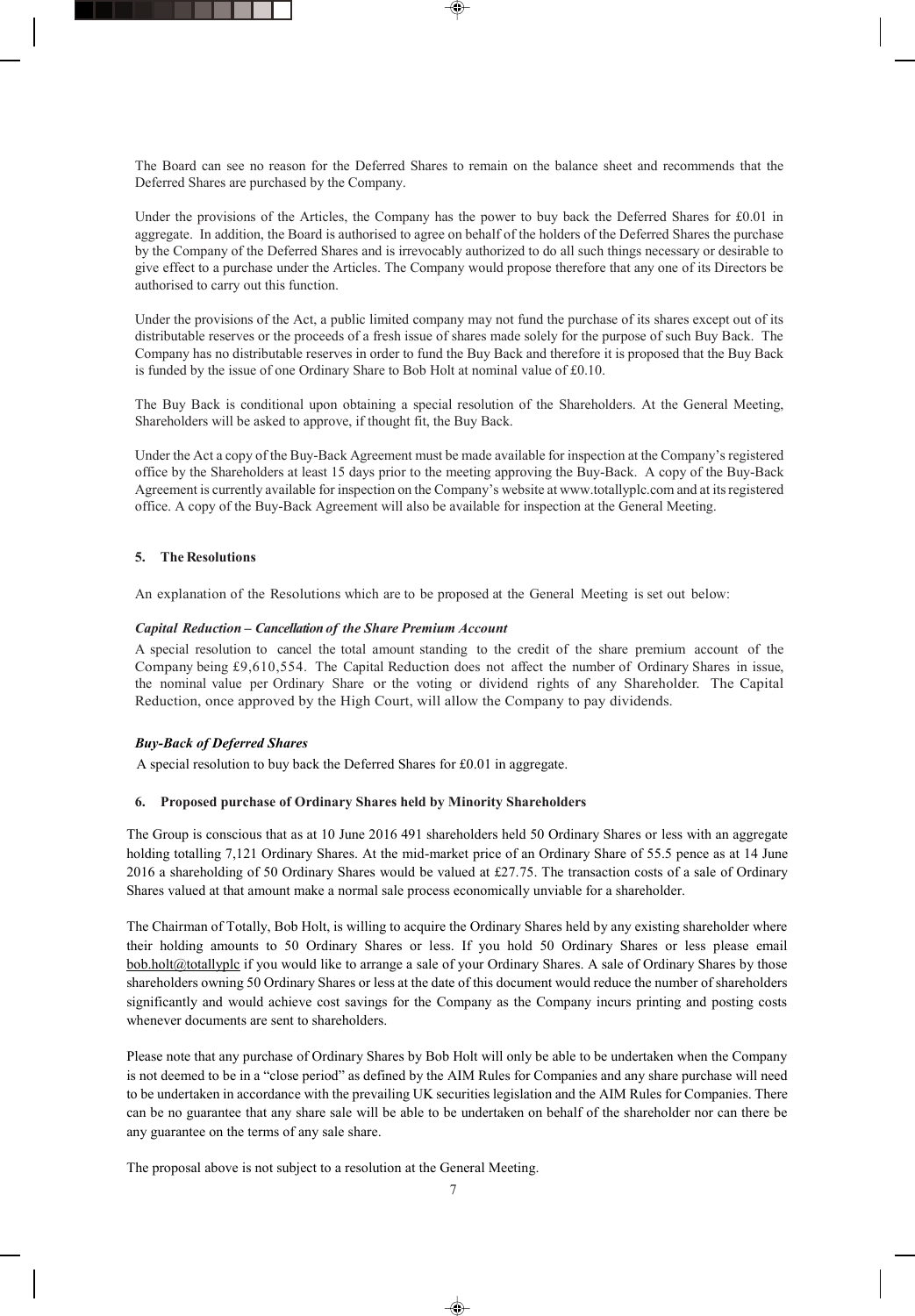The Board can see no reason for the Deferred Shares to remain on the balance sheet and recommends that the Deferred Shares are purchased by the Company.

Under the provisions of the Articles, the Company has the power to buy back the Deferred Shares for £0.01 in aggregate. In addition, the Board is authorised to agree on behalf of the holders of the Deferred Shares the purchase by the Company of the Deferred Shares and is irrevocably authorized to do all such things necessary or desirable to give effect to a purchase under the Articles. The Company would propose therefore that any one of its Directors be authorised to carry out this function.

Under the provisions of the Act, a public limited company may not fund the purchase of its shares except out of its distributable reserves or the proceeds of a fresh issue of shares made solely for the purpose of such Buy Back. The Company has no distributable reserves in order to fund the Buy Back and therefore it is proposed that the Buy Back is funded by the issue of one Ordinary Share to Bob Holt at nominal value of £0.10.

The Buy Back is conditional upon obtaining a special resolution of the Shareholders. At the General Meeting, Shareholders will be asked to approve, if thought fit, the Buy Back.

Under the Act a copy of the Buy-Back Agreement must be made available for inspection at the Company's registered office by the Shareholders at least 15 days prior to the meeting approving the Buy-Back. A copy of the Buy-Back Agreement is currently available for inspection on the Company's website at www.totallyplc.com and at its registered office. A copy of the Buy-Back Agreement will also be available for inspection at the General Meeting.

## 5. The Resolutions

An explanation of the Resolutions which are to be proposed at the General Meeting is set out below:

***Capital Reduction – Cancellation of the Share Premium Account***

A special resolution to cancel the total amount standing to the credit of the share premium account of the Company being £9,610,554. The Capital Reduction does not affect the number of Ordinary Shares in issue, the nominal value per Ordinary Share or the voting or dividend rights of any Shareholder. The Capital Reduction, once approved by the High Court, will allow the Company to pay dividends.

***Buy-Back of Deferred Shares***

A special resolution to buy back the Deferred Shares for £0.01 in aggregate.

## 6. Proposed purchase of Ordinary Shares held by Minority Shareholders

The Group is conscious that as at 10 June 2016 491 shareholders held 50 Ordinary Shares or less with an aggregate holding totalling 7,121 Ordinary Shares. At the mid-market price of an Ordinary Share of 55.5 pence as at 14 June 2016 a shareholding of 50 Ordinary Shares would be valued at £27.75. The transaction costs of a sale of Ordinary Shares valued at that amount make a normal sale process economically unviable for a shareholder.

The Chairman of Totally, Bob Holt, is willing to acquire the Ordinary Shares held by any existing shareholder where their holding amounts to 50 Ordinary Shares or less. If you hold 50 Ordinary Shares or less please email bob.holt@totallyplc if you would like to arrange a sale of your Ordinary Shares. A sale of Ordinary Shares by those shareholders owning 50 Ordinary Shares or less at the date of this document would reduce the number of shareholders significantly and would achieve cost savings for the Company as the Company incurs printing and posting costs whenever documents are sent to shareholders.

Please note that any purchase of Ordinary Shares by Bob Holt will only be able to be undertaken when the Company is not deemed to be in a "close period" as defined by the AIM Rules for Companies and any share purchase will need to be undertaken in accordance with the prevailing UK securities legislation and the AIM Rules for Companies. There can be no guarantee that any share sale will be able to be undertaken on behalf of the shareholder nor can there be any guarantee on the terms of any sale share.

The proposal above is not subject to a resolution at the General Meeting.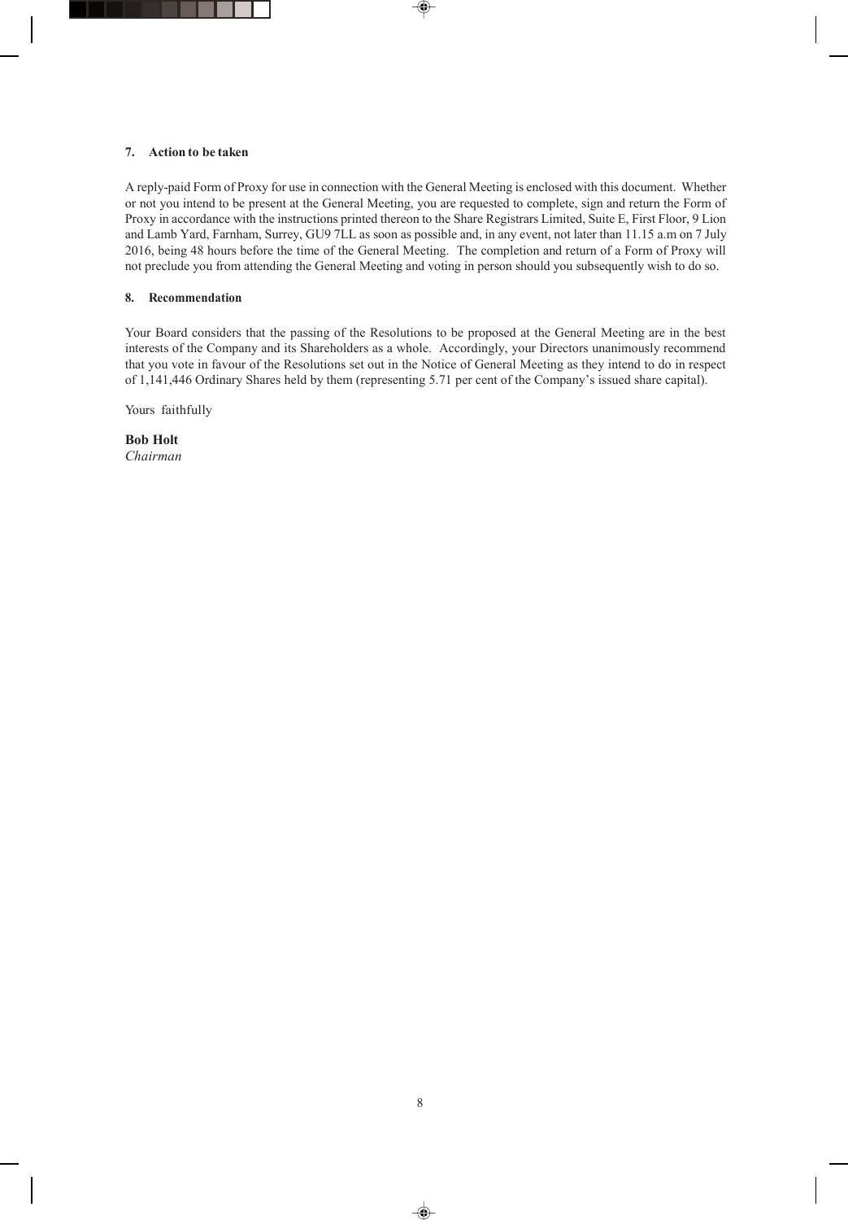### 7. Action to be taken

A reply-paid Form of Proxy for use in connection with the General Meeting is enclosed with this document. Whether or not you intend to be present at the General Meeting, you are requested to complete, sign and return the Form of Proxy in accordance with the instructions printed thereon to the Share Registrars Limited, Suite E, First Floor, 9 Lion and Lamb Yard, Farnham, Surrey, GU9 7LL as soon as possible and, in any event, not later than 11.15 a.m on 7 July 2016, being 48 hours before the time of the General Meeting. The completion and return of a Form of Proxy will not preclude you from attending the General Meeting and voting in person should you subsequently wish to do so.

### 8. Recommendation

Your Board considers that the passing of the Resolutions to be proposed at the General Meeting are in the best interests of the Company and its Shareholders as a whole. Accordingly, your Directors unanimously recommend that you vote in favour of the Resolutions set out in the Notice of General Meeting as they intend to do in respect of 1,141,446 Ordinary Shares held by them (representing 5.71 per cent of the Company's issued share capital).

Yours faithfully

**Bob Holt**
*Chairman*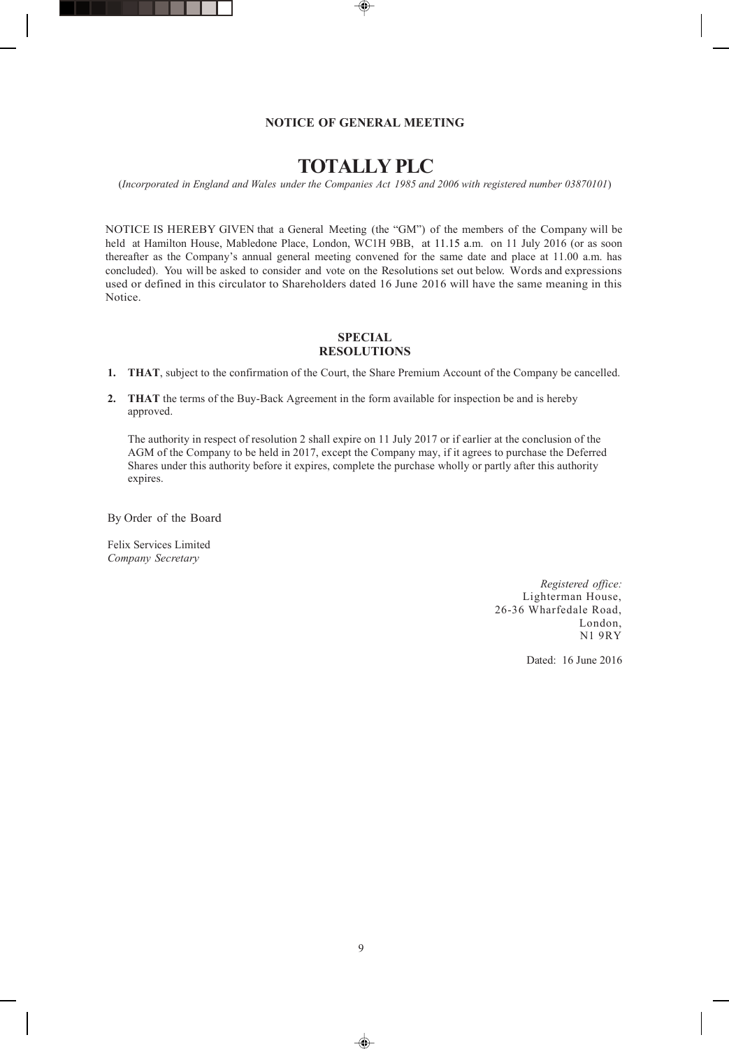**NOTICE OF GENERAL MEETING**

# TOTALLY PLC

(*Incorporated in England and Wales under the Companies Act 1985 and 2006 with registered number 03870101*)

NOTICE IS HEREBY GIVEN that a General Meeting (the "GM") of the members of the Company will be held at Hamilton House, Mabledone Place, London, WC1H 9BB, at 11.15 a.m. on 11 July 2016 (or as soon thereafter as the Company's annual general meeting convened for the same date and place at 11.00 a.m. has concluded). You will be asked to consider and vote on the Resolutions set out below. Words and expressions used or defined in this circulator to Shareholders dated 16 June 2016 will have the same meaning in this Notice.

**SPECIAL RESOLUTIONS**

1. **THAT**, subject to the confirmation of the Court, the Share Premium Account of the Company be cancelled.

2. **THAT** the terms of the Buy-Back Agreement in the form available for inspection be and is hereby approved.

   The authority in respect of resolution 2 shall expire on 11 July 2017 or if earlier at the conclusion of the AGM of the Company to be held in 2017, except the Company may, if it agrees to purchase the Deferred Shares under this authority before it expires, complete the purchase wholly or partly after this authority expires.

By Order of the Board

Felix Services Limited
*Company Secretary*

*Registered office:*
Lighterman House,
26-36 Wharfedale Road,
London,
N1 9RY

Dated: 16 June 2016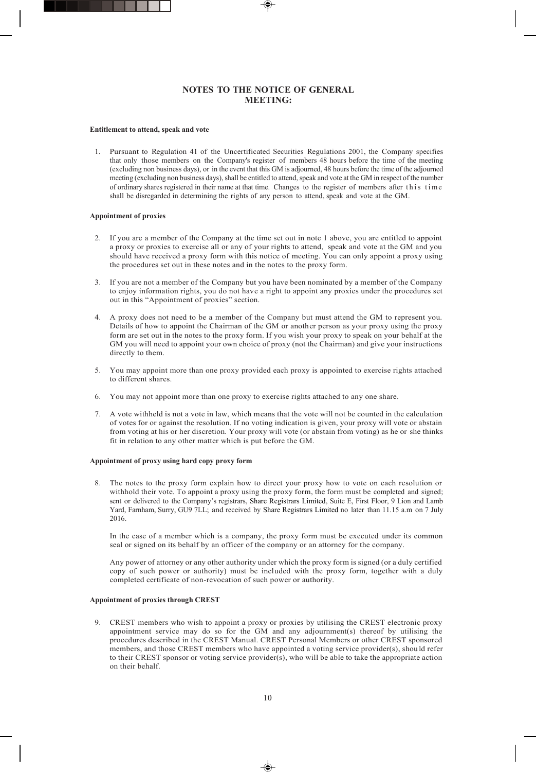# NOTES TO THE NOTICE OF GENERAL MEETING:

**Entitlement to attend, speak and vote**

1. Pursuant to Regulation 41 of the Uncertificated Securities Regulations 2001, the Company specifies that only those members on the Company's register of members 48 hours before the time of the meeting (excluding non business days), or in the event that this GM is adjourned, 48 hours before the time of the adjourned meeting (excluding non business days), shall be entitled to attend, speak and vote at the GM in respect of the number of ordinary shares registered in their name at that time. Changes to the register of members after this time shall be disregarded in determining the rights of any person to attend, speak and vote at the GM.

**Appointment of proxies**

2. If you are a member of the Company at the time set out in note 1 above, you are entitled to appoint a proxy or proxies to exercise all or any of your rights to attend, speak and vote at the GM and you should have received a proxy form with this notice of meeting. You can only appoint a proxy using the procedures set out in these notes and in the notes to the proxy form.

3. If you are not a member of the Company but you have been nominated by a member of the Company to enjoy information rights, you do not have a right to appoint any proxies under the procedures set out in this "Appointment of proxies" section.

4. A proxy does not need to be a member of the Company but must attend the GM to represent you. Details of how to appoint the Chairman of the GM or another person as your proxy using the proxy form are set out in the notes to the proxy form. If you wish your proxy to speak on your behalf at the GM you will need to appoint your own choice of proxy (not the Chairman) and give your instructions directly to them.

5. You may appoint more than one proxy provided each proxy is appointed to exercise rights attached to different shares.

6. You may not appoint more than one proxy to exercise rights attached to any one share.

7. A vote withheld is not a vote in law, which means that the vote will not be counted in the calculation of votes for or against the resolution. If no voting indication is given, your proxy will vote or abstain from voting at his or her discretion. Your proxy will vote (or abstain from voting) as he or she thinks fit in relation to any other matter which is put before the GM.

**Appointment of proxy using hard copy proxy form**

8. The notes to the proxy form explain how to direct your proxy how to vote on each resolution or withhold their vote. To appoint a proxy using the proxy form, the form must be completed and signed; sent or delivered to the Company's registrars, Share Registrars Limited, Suite E, First Floor, 9 Lion and Lamb Yard, Farnham, Surry, GU9 7LL; and received by Share Registrars Limited no later than 11.15 a.m on 7 July 2016.

   In the case of a member which is a company, the proxy form must be executed under its common seal or signed on its behalf by an officer of the company or an attorney for the company.

   Any power of attorney or any other authority under which the proxy form is signed (or a duly certified copy of such power or authority) must be included with the proxy form, together with a duly completed certificate of non-revocation of such power or authority.

**Appointment of proxies through CREST**

9. CREST members who wish to appoint a proxy or proxies by utilising the CREST electronic proxy appointment service may do so for the GM and any adjournment(s) thereof by utilising the procedures described in the CREST Manual. CREST Personal Members or other CREST sponsored members, and those CREST members who have appointed a voting service provider(s), should refer to their CREST sponsor or voting service provider(s), who will be able to take the appropriate action on their behalf.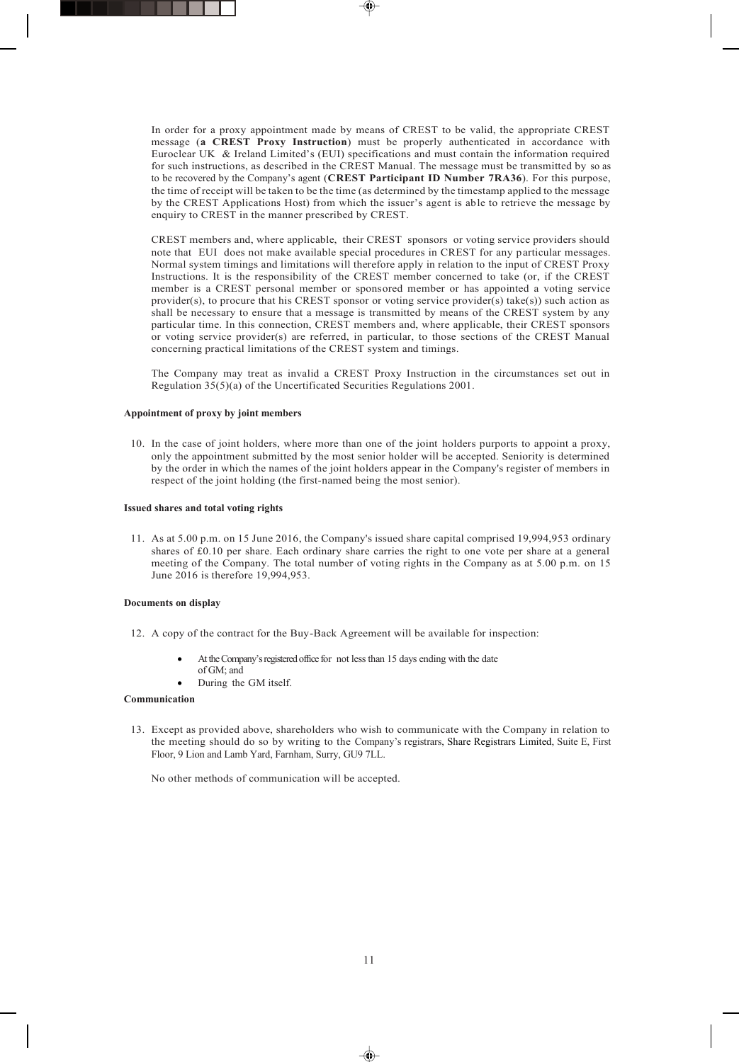In order for a proxy appointment made by means of CREST to be valid, the appropriate CREST message (**a CREST Proxy Instruction**) must be properly authenticated in accordance with Euroclear UK & Ireland Limited's (EUI) specifications and must contain the information required for such instructions, as described in the CREST Manual. The message must be transmitted by so as to be recovered by the Company's agent (**CREST Participant ID Number 7RA36**). For this purpose, the time of receipt will be taken to be the time (as determined by the timestamp applied to the message by the CREST Applications Host) from which the issuer's agent is able to retrieve the message by enquiry to CREST in the manner prescribed by CREST.

CREST members and, where applicable, their CREST sponsors or voting service providers should note that EUI does not make available special procedures in CREST for any particular messages. Normal system timings and limitations will therefore apply in relation to the input of CREST Proxy Instructions. It is the responsibility of the CREST member concerned to take (or, if the CREST member is a CREST personal member or sponsored member or has appointed a voting service provider(s), to procure that his CREST sponsor or voting service provider(s) take(s)) such action as shall be necessary to ensure that a message is transmitted by means of the CREST system by any particular time. In this connection, CREST members and, where applicable, their CREST sponsors or voting service provider(s) are referred, in particular, to those sections of the CREST Manual concerning practical limitations of the CREST system and timings.

The Company may treat as invalid a CREST Proxy Instruction in the circumstances set out in Regulation 35(5)(a) of the Uncertificated Securities Regulations 2001.

**Appointment of proxy by joint members**

10. In the case of joint holders, where more than one of the joint holders purports to appoint a proxy, only the appointment submitted by the most senior holder will be accepted. Seniority is determined by the order in which the names of the joint holders appear in the Company's register of members in respect of the joint holding (the first-named being the most senior).

**Issued shares and total voting rights**

11. As at 5.00 p.m. on 15 June 2016, the Company's issued share capital comprised 19,994,953 ordinary shares of £0.10 per share. Each ordinary share carries the right to one vote per share at a general meeting of the Company. The total number of voting rights in the Company as at 5.00 p.m. on 15 June 2016 is therefore 19,994,953.

**Documents on display**

12. A copy of the contract for the Buy-Back Agreement will be available for inspection:

    - At the Company's registered office for not less than 15 days ending with the date of GM; and
    - During the GM itself.

**Communication**

13. Except as provided above, shareholders who wish to communicate with the Company in relation to the meeting should do so by writing to the Company's registrars, Share Registrars Limited, Suite E, First Floor, 9 Lion and Lamb Yard, Farnham, Surry, GU9 7LL.

    No other methods of communication will be accepted.